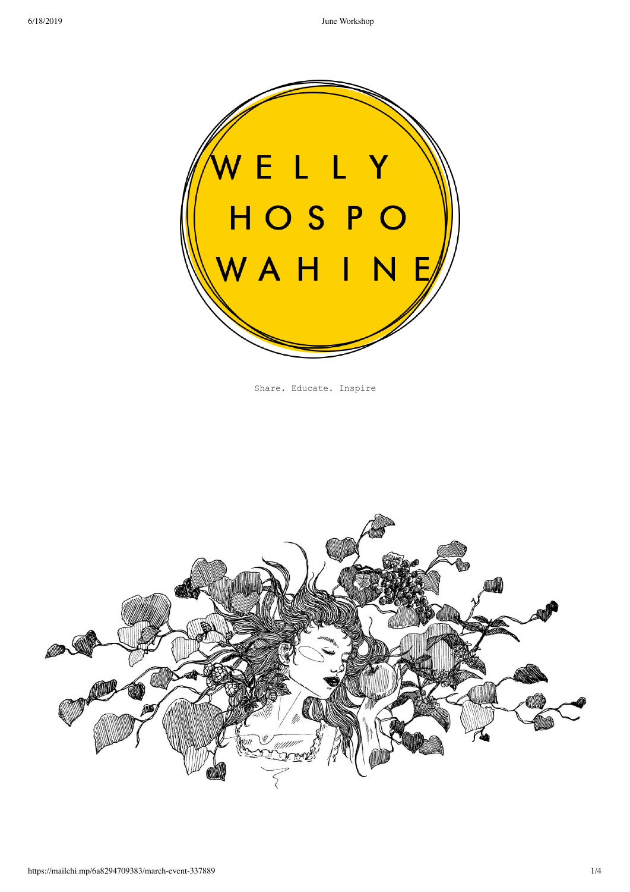WELLY HOSPO WAHINE

Share. Educate. Inspire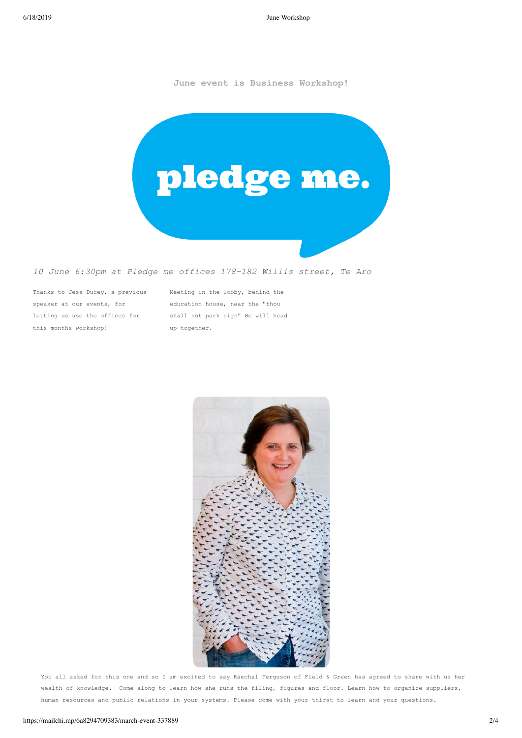**June event is Business Workshop!**

pledge me.

*10 June 6:30pm at Pledge me offices 178-182 Willis street, Te Aro*

Thanks to Jess Ducey, a previous speaker at our events, for letting us use the offices for this months workshop!

Meeting in the lobby, behind the education house, near the "thou shall not park sign" We will head up together.

You all asked for this one and so I am excited to say Raechal Ferguson of Field & Green has agreed to share with us her wealth of knowledge. Come along to learn how she runs the filing, figures and floor. Learn how to organize suppliers, human resources and public relations in your systems. Please come with your thirst to learn and your questions.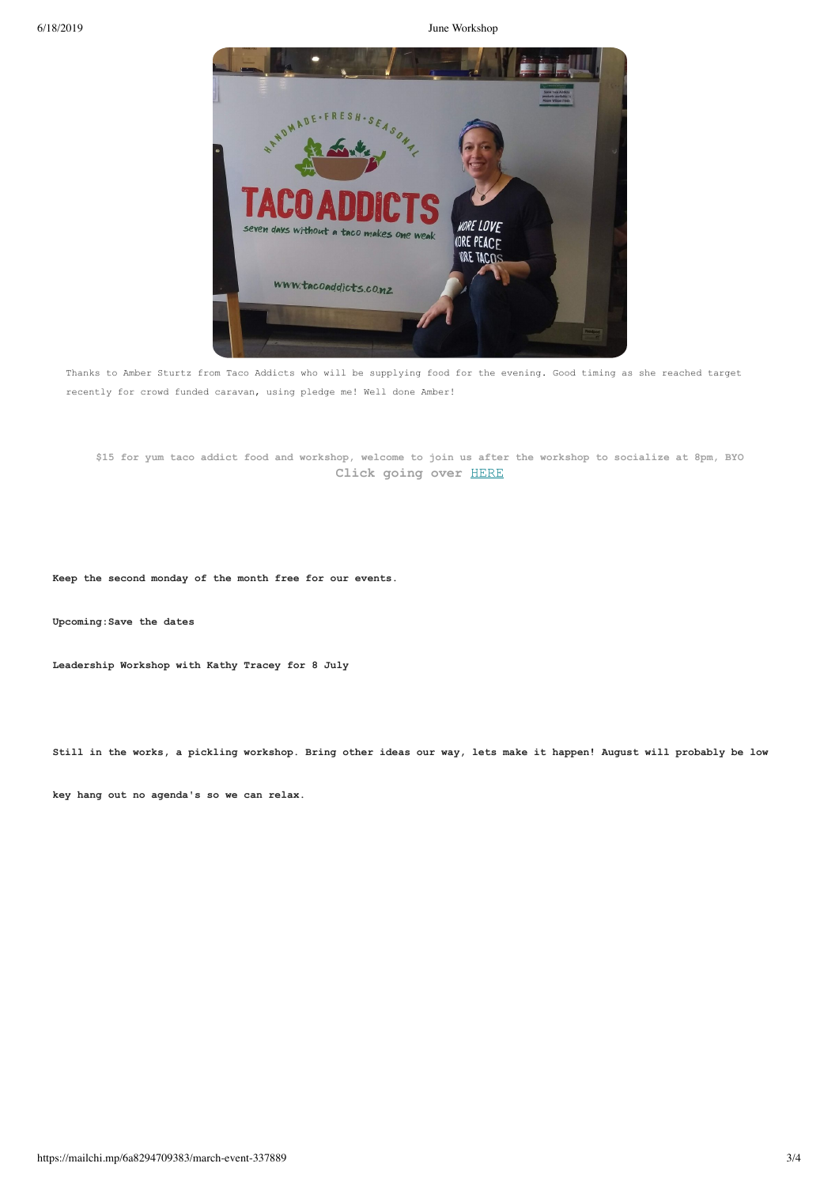Thanks to Amber Sturtz from Taco Addicts who will be supplying food for the evening. Good timing as she reached target recently for crowd funded caravan, using pledge me! Well done Amber!

$15 for yum taco addict food and workshop, welcome to join us after the workshop to socialize at 8pm, BYO

**Click going over HERE**

**Keep the second monday of the month free for our events.**

**Upcoming:Save the dates**

**Leadership Workshop with Kathy Tracey for 8 July**

**Still in the works, a pickling workshop. Bring other ideas our way, lets make it happen! August will probably be low key hang out no agenda's so we can relax.**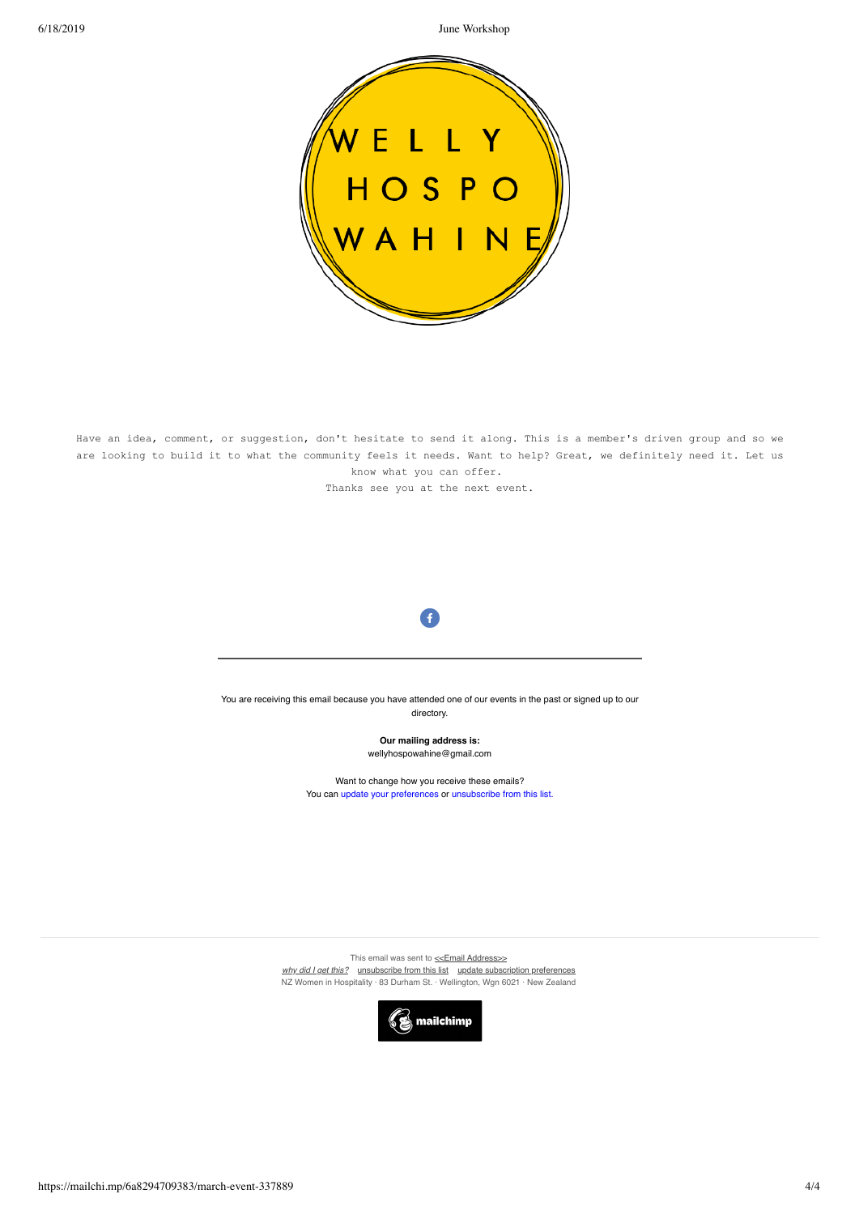WELLY
HOSPO
WAHINE

Have an idea, comment, or suggestion, don't hesitate to send it along. This is a member's driven group and so we are looking to build it to what the community feels it needs. Want to help? Great, we definitely need it. Let us know what you can offer.

Thanks see you at the next event.

---

You are receiving this email because you have attended one of our events in the past or signed up to our directory.

**Our mailing address is:**
wellyhospowahine@gmail.com

Want to change how you receive these emails?
You can update your preferences or unsubscribe from this list.

This email was sent to <<Email Address>>
*why did I get this?* unsubscribe from this list update subscription preferences
NZ Women in Hospitality · 83 Durham St. · Wellington, Wgn 6021 · New Zealand

mailchimp